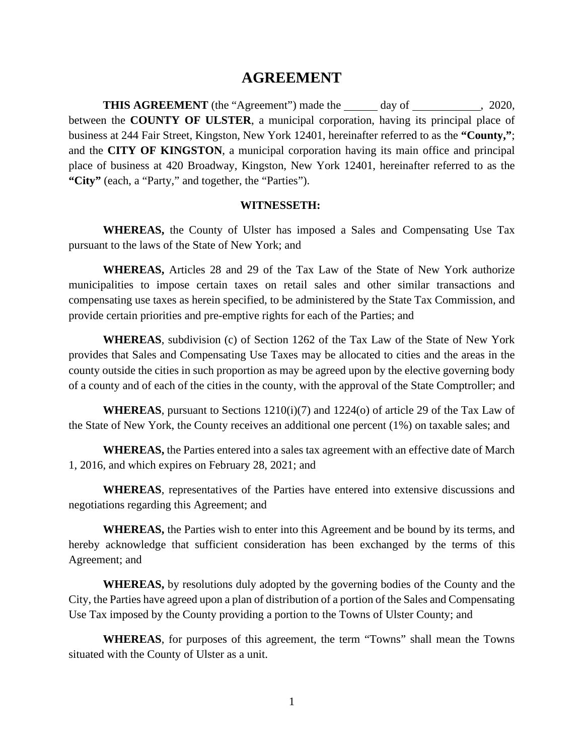# AGREEMENT

**THIS AGREEMENT** (the "Agreement") made the ______ day of ____________, 2020, between the **COUNTY OF ULSTER**, a municipal corporation, having its principal place of business at 244 Fair Street, Kingston, New York 12401, hereinafter referred to as the **"County,"**; and the **CITY OF KINGSTON**, a municipal corporation having its main office and principal place of business at 420 Broadway, Kingston, New York 12401, hereinafter referred to as the **"City"** (each, a "Party," and together, the "Parties").

**WITNESSETH:**

**WHEREAS,** the County of Ulster has imposed a Sales and Compensating Use Tax pursuant to the laws of the State of New York; and

**WHEREAS,** Articles 28 and 29 of the Tax Law of the State of New York authorize municipalities to impose certain taxes on retail sales and other similar transactions and compensating use taxes as herein specified, to be administered by the State Tax Commission, and provide certain priorities and pre-emptive rights for each of the Parties; and

**WHEREAS**, subdivision (c) of Section 1262 of the Tax Law of the State of New York provides that Sales and Compensating Use Taxes may be allocated to cities and the areas in the county outside the cities in such proportion as may be agreed upon by the elective governing body of a county and of each of the cities in the county, with the approval of the State Comptroller; and

**WHEREAS**, pursuant to Sections 1210(i)(7) and 1224(o) of article 29 of the Tax Law of the State of New York, the County receives an additional one percent (1%) on taxable sales; and

**WHEREAS,** the Parties entered into a sales tax agreement with an effective date of March 1, 2016, and which expires on February 28, 2021; and

**WHEREAS**, representatives of the Parties have entered into extensive discussions and negotiations regarding this Agreement; and

**WHEREAS,** the Parties wish to enter into this Agreement and be bound by its terms, and hereby acknowledge that sufficient consideration has been exchanged by the terms of this Agreement; and

**WHEREAS,** by resolutions duly adopted by the governing bodies of the County and the City, the Parties have agreed upon a plan of distribution of a portion of the Sales and Compensating Use Tax imposed by the County providing a portion to the Towns of Ulster County; and

**WHEREAS**, for purposes of this agreement, the term "Towns" shall mean the Towns situated with the County of Ulster as a unit.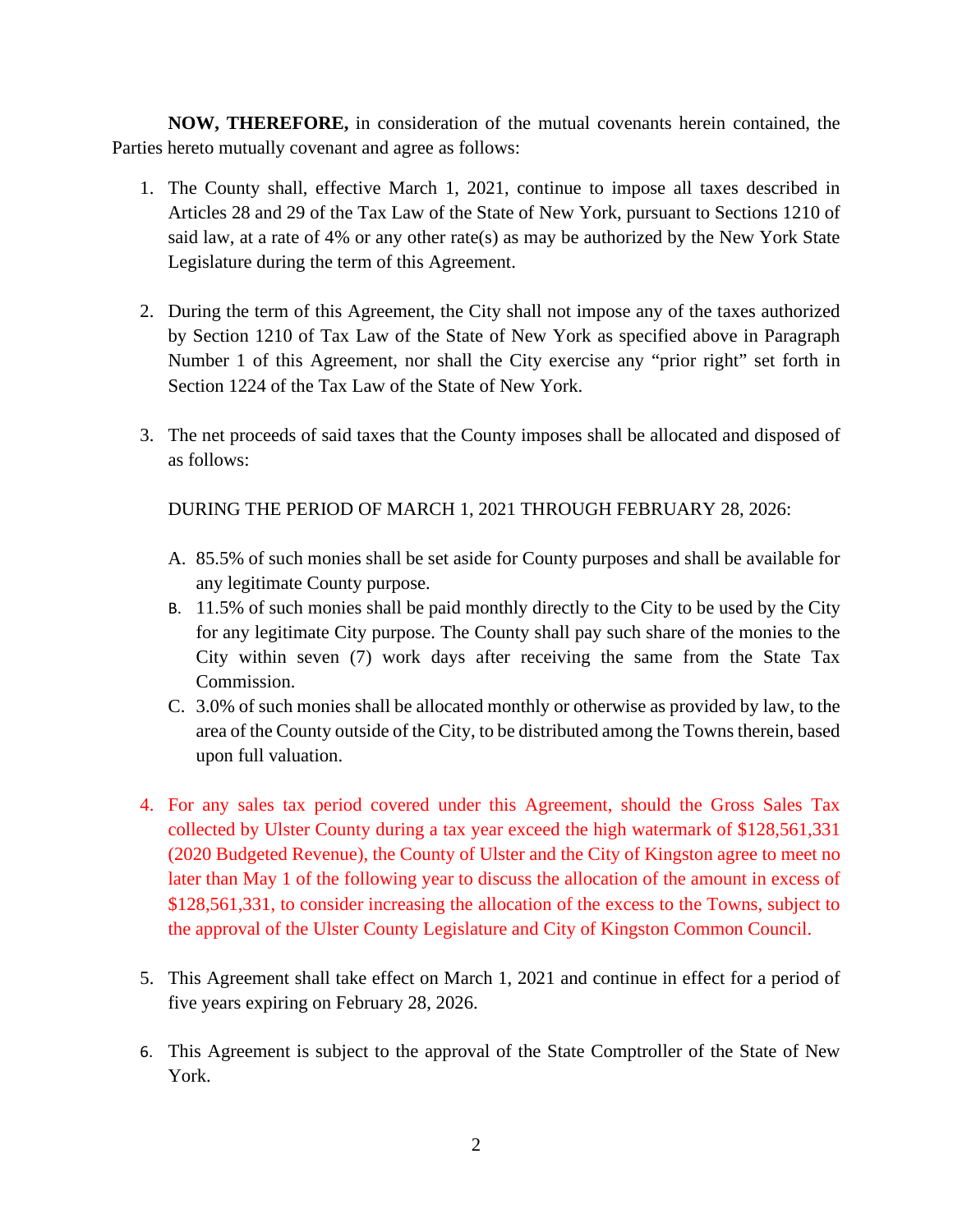**NOW, THEREFORE,** in consideration of the mutual covenants herein contained, the Parties hereto mutually covenant and agree as follows:

1. The County shall, effective March 1, 2021, continue to impose all taxes described in Articles 28 and 29 of the Tax Law of the State of New York, pursuant to Sections 1210 of said law, at a rate of 4% or any other rate(s) as may be authorized by the New York State Legislature during the term of this Agreement.

2. During the term of this Agreement, the City shall not impose any of the taxes authorized by Section 1210 of Tax Law of the State of New York as specified above in Paragraph Number 1 of this Agreement, nor shall the City exercise any "prior right" set forth in Section 1224 of the Tax Law of the State of New York.

3. The net proceeds of said taxes that the County imposes shall be allocated and disposed of as follows:

   DURING THE PERIOD OF MARCH 1, 2021 THROUGH FEBRUARY 28, 2026:

   A. 85.5% of such monies shall be set aside for County purposes and shall be available for any legitimate County purpose.
   B. 11.5% of such monies shall be paid monthly directly to the City to be used by the City for any legitimate City purpose. The County shall pay such share of the monies to the City within seven (7) work days after receiving the same from the State Tax Commission.
   C. 3.0% of such monies shall be allocated monthly or otherwise as provided by law, to the area of the County outside of the City, to be distributed among the Towns therein, based upon full valuation.

4. For any sales tax period covered under this Agreement, should the Gross Sales Tax collected by Ulster County during a tax year exceed the high watermark of $128,561,331 (2020 Budgeted Revenue), the County of Ulster and the City of Kingston agree to meet no later than May 1 of the following year to discuss the allocation of the amount in excess of $128,561,331, to consider increasing the allocation of the excess to the Towns, subject to the approval of the Ulster County Legislature and City of Kingston Common Council.

5. This Agreement shall take effect on March 1, 2021 and continue in effect for a period of five years expiring on February 28, 2026.

6. This Agreement is subject to the approval of the State Comptroller of the State of New York.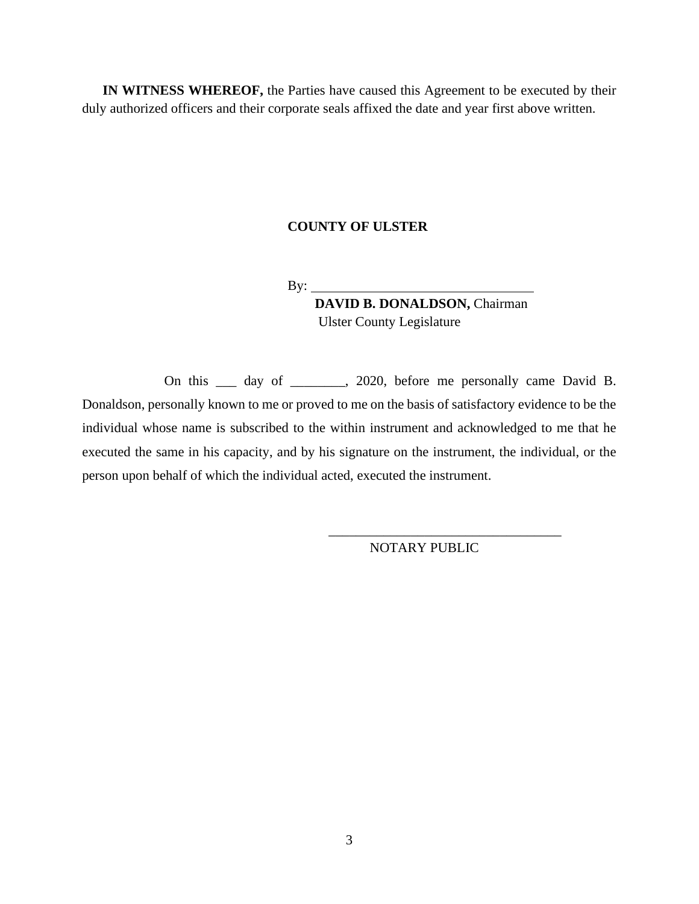**IN WITNESS WHEREOF,** the Parties have caused this Agreement to be executed by their duly authorized officers and their corporate seals affixed the date and year first above written.

**COUNTY OF ULSTER**

By: ________________________________

**DAVID B. DONALDSON,** Chairman
Ulster County Legislature

On this ___ day of ________, 2020, before me personally came David B. Donaldson, personally known to me or proved to me on the basis of satisfactory evidence to be the individual whose name is subscribed to the within instrument and acknowledged to me that he executed the same in his capacity, and by his signature on the instrument, the individual, or the person upon behalf of which the individual acted, executed the instrument.

___________________________________

NOTARY PUBLIC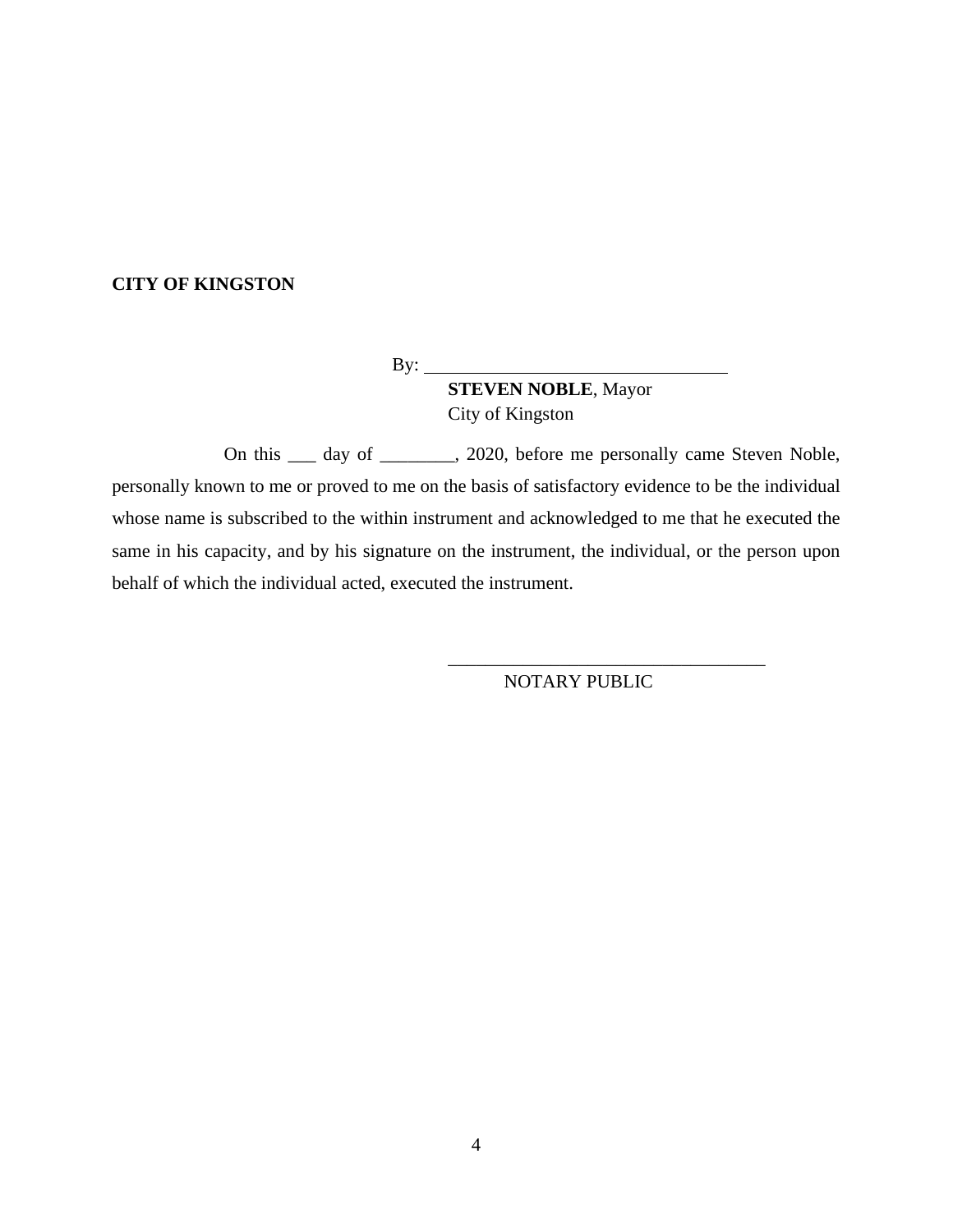**CITY OF KINGSTON**

By: ________________________________

**STEVEN NOBLE**, Mayor
City of Kingston

On this ___ day of ________, 2020, before me personally came Steven Noble, personally known to me or proved to me on the basis of satisfactory evidence to be the individual whose name is subscribed to the within instrument and acknowledged to me that he executed the same in his capacity, and by his signature on the instrument, the individual, or the person upon behalf of which the individual acted, executed the instrument.

__________________________________
NOTARY PUBLIC